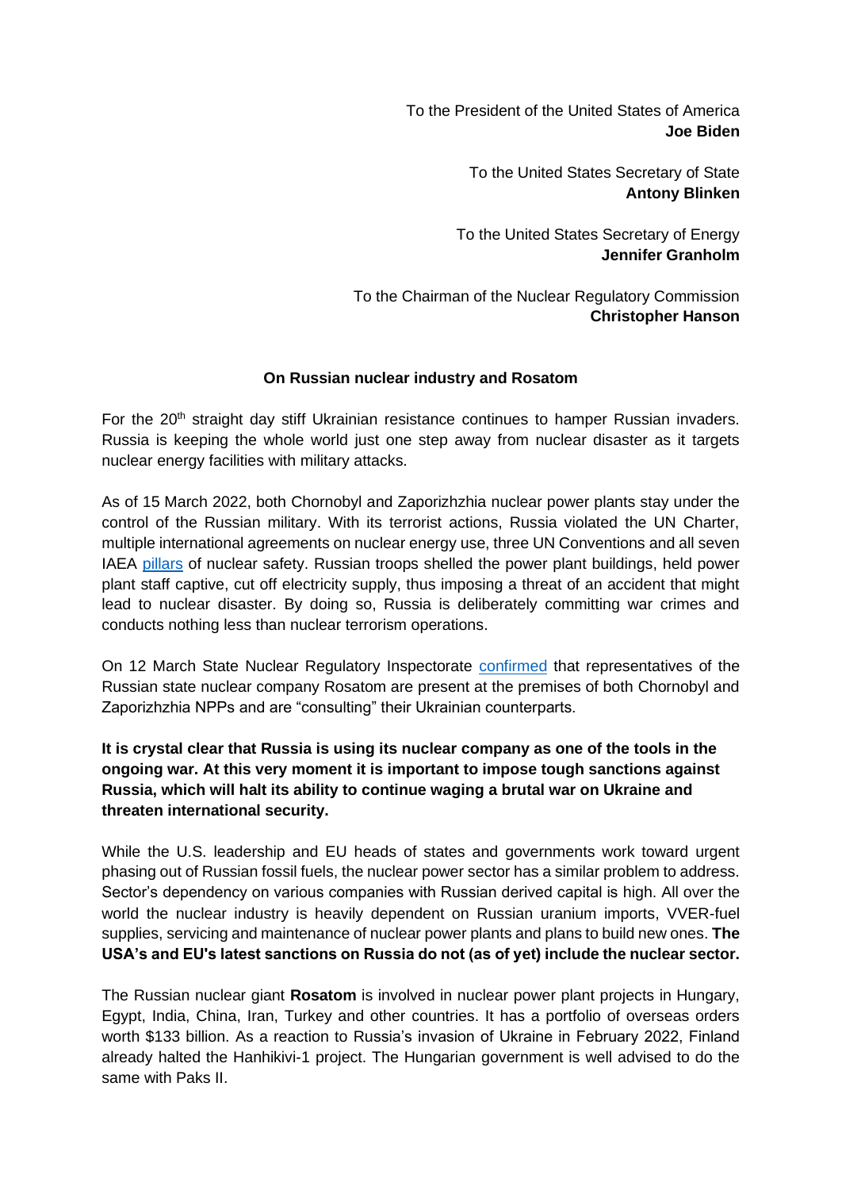To the President of the United States of America
**Joe Biden**

To the United States Secretary of State
**Antony Blinken**

To the United States Secretary of Energy
**Jennifer Granholm**

To the Chairman of the Nuclear Regulatory Commission
**Christopher Hanson**

**On Russian nuclear industry and Rosatom**

For the 20th straight day stiff Ukrainian resistance continues to hamper Russian invaders. Russia is keeping the whole world just one step away from nuclear disaster as it targets nuclear energy facilities with military attacks.

As of 15 March 2022, both Chornobyl and Zaporizhzhia nuclear power plants stay under the control of the Russian military. With its terrorist actions, Russia violated the UN Charter, multiple international agreements on nuclear energy use, three UN Conventions and all seven IAEA pillars of nuclear safety. Russian troops shelled the power plant buildings, held power plant staff captive, cut off electricity supply, thus imposing a threat of an accident that might lead to nuclear disaster. By doing so, Russia is deliberately committing war crimes and conducts nothing less than nuclear terrorism operations.

On 12 March State Nuclear Regulatory Inspectorate confirmed that representatives of the Russian state nuclear company Rosatom are present at the premises of both Chornobyl and Zaporizhzhia NPPs and are "consulting" their Ukrainian counterparts.

**It is crystal clear that Russia is using its nuclear company as one of the tools in the ongoing war. At this very moment it is important to impose tough sanctions against Russia, which will halt its ability to continue waging a brutal war on Ukraine and threaten international security.**

While the U.S. leadership and EU heads of states and governments work toward urgent phasing out of Russian fossil fuels, the nuclear power sector has a similar problem to address. Sector's dependency on various companies with Russian derived capital is high. All over the world the nuclear industry is heavily dependent on Russian uranium imports, VVER-fuel supplies, servicing and maintenance of nuclear power plants and plans to build new ones. **The USA's and EU's latest sanctions on Russia do not (as of yet) include the nuclear sector.**

The Russian nuclear giant **Rosatom** is involved in nuclear power plant projects in Hungary, Egypt, India, China, Iran, Turkey and other countries. It has a portfolio of overseas orders worth $133 billion. As a reaction to Russia's invasion of Ukraine in February 2022, Finland already halted the Hanhikivi-1 project. The Hungarian government is well advised to do the same with Paks II.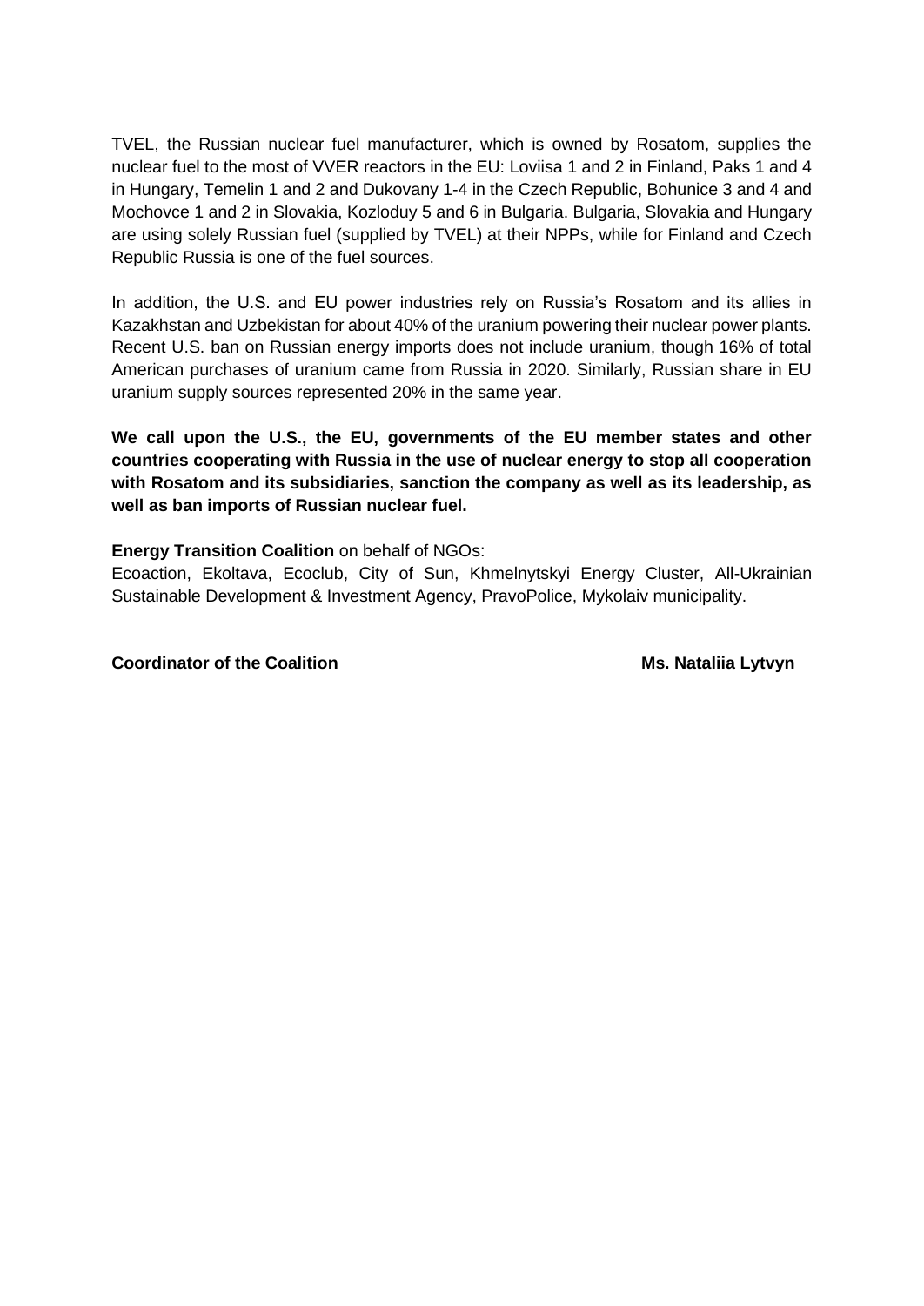TVEL, the Russian nuclear fuel manufacturer, which is owned by Rosatom, supplies the nuclear fuel to the most of VVER reactors in the EU: Loviisa 1 and 2 in Finland, Paks 1 and 4 in Hungary, Temelin 1 and 2 and Dukovany 1-4 in the Czech Republic, Bohunice 3 and 4 and Mochovce 1 and 2 in Slovakia, Kozloduy 5 and 6 in Bulgaria. Bulgaria, Slovakia and Hungary are using solely Russian fuel (supplied by TVEL) at their NPPs, while for Finland and Czech Republic Russia is one of the fuel sources.

In addition, the U.S. and EU power industries rely on Russia's Rosatom and its allies in Kazakhstan and Uzbekistan for about 40% of the uranium powering their nuclear power plants. Recent U.S. ban on Russian energy imports does not include uranium, though 16% of total American purchases of uranium came from Russia in 2020. Similarly, Russian share in EU uranium supply sources represented 20% in the same year.

**We call upon the U.S., the EU, governments of the EU member states and other countries cooperating with Russia in the use of nuclear energy to stop all cooperation with Rosatom and its subsidiaries, sanction the company as well as its leadership, as well as ban imports of Russian nuclear fuel.**

**Energy Transition Coalition** on behalf of NGOs:
Ecoaction, Ekoltava, Ecoclub, City of Sun, Khmelnytskyi Energy Cluster, All-Ukrainian Sustainable Development & Investment Agency, PravoPolice, Mykolaiv municipality.

**Coordinator of the Coalition** **Ms. Nataliia Lytvyn**